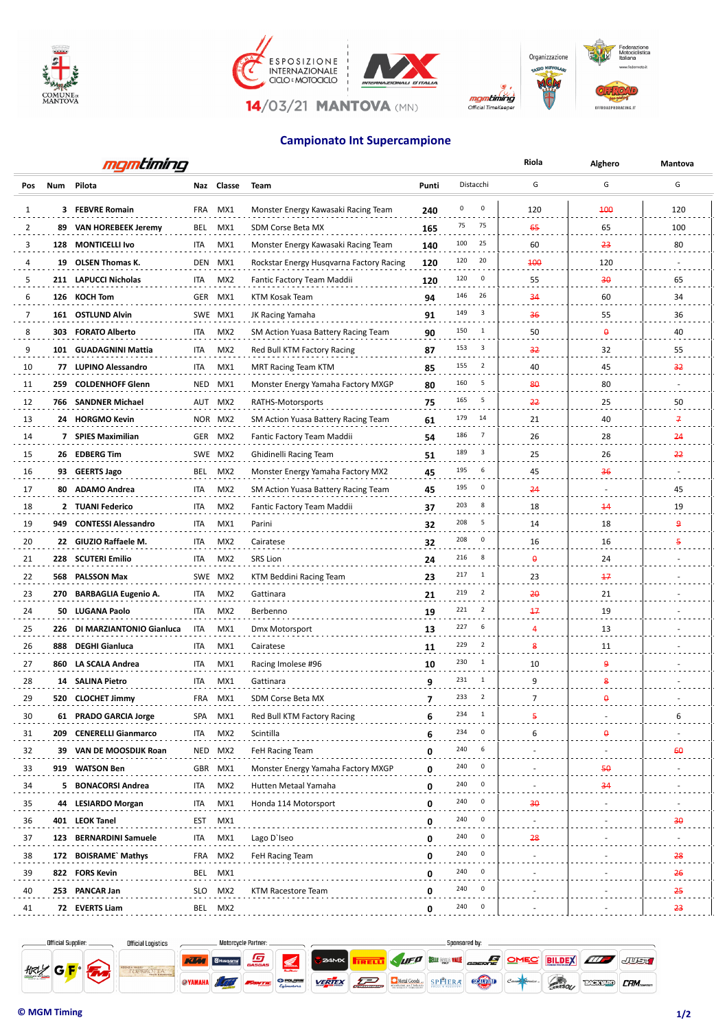ESPOSIZIONE INTERNAZIONALE CICLO E MOTOCICLO

14/03/21 MANTOVA (MN)

## Campionato Int Supercampione

mgmtiming

| Pos | Num | Pilota | Naz | Classe | Team | Punti | Distacchi | | Riola G | Alghero G | Mantova G |
|---|---|---|---|---|---|---|---|---|---|---|---|
| 1 | 3 | **FEBVRE Romain** | FRA | MX1 | Monster Energy Kawasaki Racing Team | **240** | 0 | 0 | 120 | ~~100~~ | 120 |
| 2 | 89 | **VAN HOREBEEK Jeremy** | BEL | MX1 | SDM Corse Beta MX | **165** | 75 | 75 | ~~65~~ | 65 | 100 |
| 3 | 128 | **MONTICELLI Ivo** | ITA | MX1 | Monster Energy Kawasaki Racing Team | **140** | 100 | 25 | 60 | ~~23~~ | 80 |
| 4 | 19 | **OLSEN Thomas K.** | DEN | MX1 | Rockstar Energy Husqvarna Factory Racing | **120** | 120 | 20 | ~~100~~ | 120 | - |
| 5 | 211 | **LAPUCCI Nicholas** | ITA | MX2 | Fantic Factory Team Maddii | **120** | 120 | 0 | 55 | ~~30~~ | 65 |
| 6 | 126 | **KOCH Tom** | GER | MX1 | KTM Kosak Team | **94** | 146 | 26 | ~~34~~ | 60 | 34 |
| 7 | 161 | **OSTLUND Alvin** | SWE | MX1 | JK Racing Yamaha | **91** | 149 | 3 | ~~36~~ | 55 | 36 |
| 8 | 303 | **FORATO Alberto** | ITA | MX2 | SM Action Yuasa Battery Racing Team | **90** | 150 | 1 | 50 | ~~0~~ | 40 |
| 9 | 101 | **GUADAGNINI Mattia** | ITA | MX2 | Red Bull KTM Factory Racing | **87** | 153 | 3 | ~~32~~ | 32 | 55 |
| 10 | 77 | **LUPINO Alessandro** | ITA | MX1 | MRT Racing Team KTM | **85** | 155 | 2 | 40 | 45 | ~~32~~ |
| 11 | 259 | **COLDENHOFF Glenn** | NED | MX1 | Monster Energy Yamaha Factory MXGP | **80** | 160 | 5 | ~~80~~ | 80 | - |
| 12 | 766 | **SANDNER Michael** | AUT | MX2 | RATHS-Motorsports | **75** | 165 | 5 | ~~22~~ | 25 | 50 |
| 13 | 24 | **HORGMO Kevin** | NOR | MX2 | SM Action Yuasa Battery Racing Team | **61** | 179 | 14 | 21 | 40 | ~~7~~ |
| 14 | 7 | **SPIES Maximilian** | GER | MX2 | Fantic Factory Team Maddii | **54** | 186 | 7 | 26 | 28 | ~~24~~ |
| 15 | 26 | **EDBERG Tim** | SWE | MX2 | Ghidinelli Racing Team | **51** | 189 | 3 | 25 | 26 | ~~22~~ |
| 16 | 93 | **GEERTS Jago** | BEL | MX2 | Monster Energy Yamaha Factory MX2 | **45** | 195 | 6 | 45 | ~~36~~ | - |
| 17 | 80 | **ADAMO Andrea** | ITA | MX2 | SM Action Yuasa Battery Racing Team | **45** | 195 | 0 | ~~24~~ | - | 45 |
| 18 | 2 | **TUANI Federico** | ITA | MX2 | Fantic Factory Team Maddii | **37** | 203 | 8 | 18 | ~~14~~ | 19 |
| 19 | 949 | **CONTESSI Alessandro** | ITA | MX1 | Parini | **32** | 208 | 5 | 14 | 18 | ~~9~~ |
| 20 | 22 | **GIUZIO Raffaele M.** | ITA | MX2 | Cairatese | **32** | 208 | 0 | 16 | 16 | ~~5~~ |
| 21 | 228 | **SCUTERI Emilio** | ITA | MX2 | SRS Lion | **24** | 216 | 8 | ~~0~~ | 24 | - |
| 22 | 568 | **PALSSON Max** | SWE | MX2 | KTM Beddini Racing Team | **23** | 217 | 1 | 23 | ~~17~~ | - |
| 23 | 270 | **BARBAGLIA Eugenio A.** | ITA | MX2 | Gattinara | **21** | 219 | 2 | ~~20~~ | 21 | - |
| 24 | 50 | **LUGANA Paolo** | ITA | MX2 | Berbenno | **19** | 221 | 2 | ~~17~~ | 19 | - |
| 25 | 226 | **DI MARZIANTONIO Gianluca** | ITA | MX1 | Dmx Motorsport | **13** | 227 | 6 | ~~4~~ | 13 | - |
| 26 | 888 | **DEGHI Gianluca** | ITA | MX1 | Cairatese | **11** | 229 | 2 | ~~8~~ | 11 | - |
| 27 | 860 | **LA SCALA Andrea** | ITA | MX1 | Racing Imolese #96 | **10** | 230 | 1 | 10 | ~~9~~ | - |
| 28 | 14 | **SALINA Pietro** | ITA | MX1 | Gattinara | **9** | 231 | 1 | 9 | ~~8~~ | - |
| 29 | 520 | **CLOCHET Jimmy** | FRA | MX1 | SDM Corse Beta MX | **7** | 233 | 2 | 7 | ~~0~~ | - |
| 30 | 61 | **PRADO GARCIA Jorge** | SPA | MX1 | Red Bull KTM Factory Racing | **6** | 234 | 1 | ~~5~~ | - | 6 |
| 31 | 209 | **CENERELLI Gianmarco** | ITA | MX2 | Scintilla | **6** | 234 | 0 | 6 | ~~0~~ | - |
| 32 | 39 | **VAN DE MOOSDIJK Roan** | NED | MX2 | FeH Racing Team | **0** | 240 | 6 | - | - | ~~60~~ |
| 33 | 919 | **WATSON Ben** | GBR | MX1 | Monster Energy Yamaha Factory MXGP | **0** | 240 | 0 | - | ~~50~~ | - |
| 34 | 5 | **BONACORSI Andrea** | ITA | MX2 | Hutten Metaal Yamaha | **0** | 240 | 0 | - | ~~34~~ | - |
| 35 | 44 | **LESIARDO Morgan** | ITA | MX1 | Honda 114 Motorsport | **0** | 240 | 0 | ~~30~~ | - | - |
| 36 | 401 | **LEOK Tanel** | EST | MX1 | | **0** | 240 | 0 | - | - | ~~30~~ |
| 37 | 123 | **BERNARDINI Samuele** | ITA | MX1 | Lago D`Iseo | **0** | 240 | 0 | ~~28~~ | - | - |
| 38 | 172 | **BOISRAME` Mathys** | FRA | MX2 | FeH Racing Team | **0** | 240 | 0 | - | - | ~~28~~ |
| 39 | 822 | **FORS Kevin** | BEL | MX1 | | **0** | 240 | 0 | - | - | ~~26~~ |
| 40 | 253 | **PANCAR Jan** | SLO | MX2 | KTM Racestore Team | **0** | 240 | 0 | - | - | ~~25~~ |
| 41 | 72 | **EVERTS Liam** | BEL | MX2 | | **0** | 240 | 0 | - | - | ~~23~~ |

Official Supplier: — Official Logistics — Motorcycle Partner: — Sponsored by:

© MGM Timing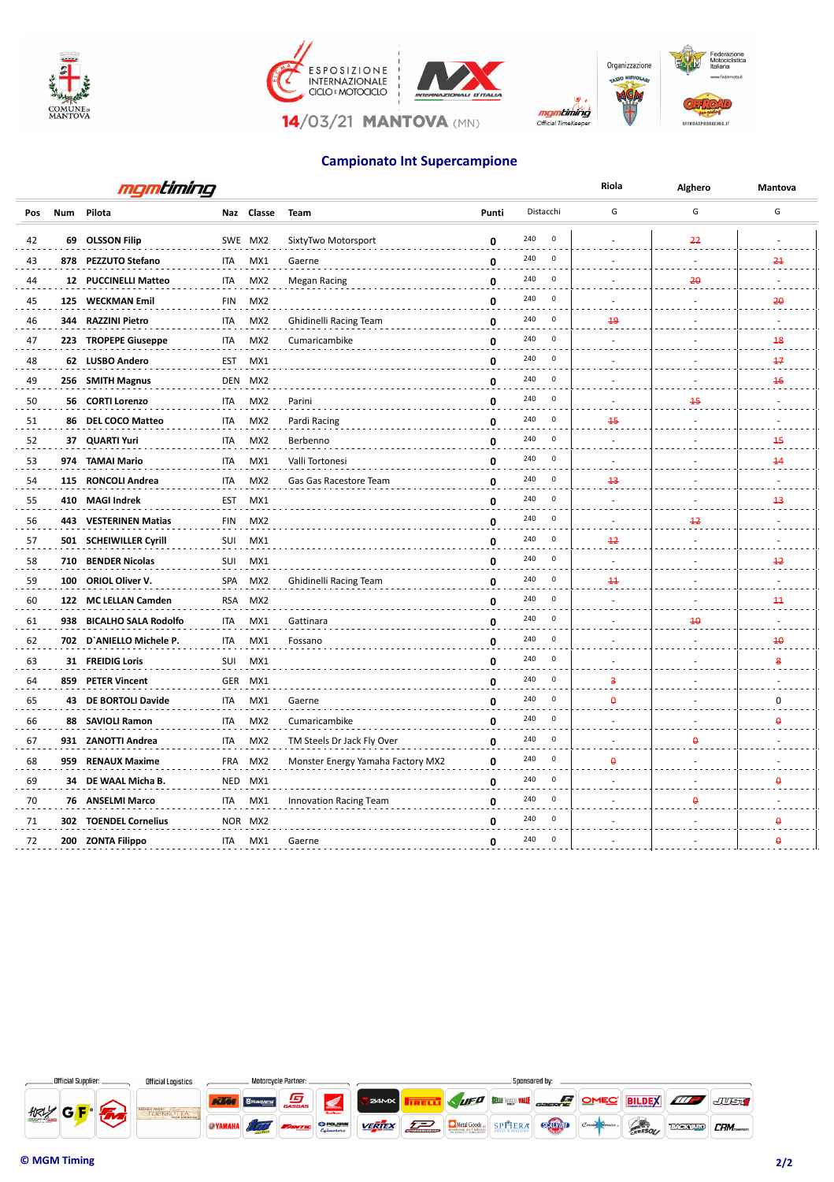## Campionato Int Supercampione

| Pos | Num | Pilota | Naz | Classe | Team | Punti | Distacchi | | Riola | Alghero | Mantova |
|---|---|---|---|---|---|---|---|---|---|---|---|
| | | | | | | | | | G | G | G |
| 42 | 69 | **OLSSON Filip** | SWE | MX2 | SixtyTwo Motorsport | 0 | 240 | 0 | - | ~~22~~ | - |
| 43 | 878 | **PEZZUTO Stefano** | ITA | MX1 | Gaerne | 0 | 240 | 0 | - | - | ~~21~~ |
| 44 | 12 | **PUCCINELLI Matteo** | ITA | MX2 | Megan Racing | 0 | 240 | 0 | - | ~~20~~ | - |
| 45 | 125 | **WECKMAN Emil** | FIN | MX2 | | 0 | 240 | 0 | - | - | ~~20~~ |
| 46 | 344 | **RAZZINI Pietro** | ITA | MX2 | Ghidinelli Racing Team | 0 | 240 | 0 | ~~19~~ | - | - |
| 47 | 223 | **TROPEPE Giuseppe** | ITA | MX2 | Cumaricambike | 0 | 240 | 0 | - | - | ~~18~~ |
| 48 | 62 | **LUSBO Andero** | EST | MX1 | | 0 | 240 | 0 | - | - | ~~17~~ |
| 49 | 256 | **SMITH Magnus** | DEN | MX2 | | 0 | 240 | 0 | - | - | ~~16~~ |
| 50 | 56 | **CORTI Lorenzo** | ITA | MX2 | Parini | 0 | 240 | 0 | - | ~~15~~ | - |
| 51 | 86 | **DEL COCO Matteo** | ITA | MX2 | Pardi Racing | 0 | 240 | 0 | ~~15~~ | - | - |
| 52 | 37 | **QUARTI Yuri** | ITA | MX2 | Berbenno | 0 | 240 | 0 | - | - | ~~15~~ |
| 53 | 974 | **TAMAI Mario** | ITA | MX1 | Valli Tortonesi | 0 | 240 | 0 | - | - | ~~14~~ |
| 54 | 115 | **RONCOLI Andrea** | ITA | MX2 | Gas Gas Racestore Team | 0 | 240 | 0 | ~~13~~ | - | - |
| 55 | 410 | **MAGI Indrek** | EST | MX1 | | 0 | 240 | 0 | - | - | ~~13~~ |
| 56 | 443 | **VESTERINEN Matias** | FIN | MX2 | | 0 | 240 | 0 | - | ~~12~~ | - |
| 57 | 501 | **SCHEIWILLER Cyrill** | SUI | MX1 | | 0 | 240 | 0 | ~~12~~ | - | - |
| 58 | 710 | **BENDER Nicolas** | SUI | MX1 | | 0 | 240 | 0 | - | - | ~~12~~ |
| 59 | 100 | **ORIOL Oliver V.** | SPA | MX2 | Ghidinelli Racing Team | 0 | 240 | 0 | ~~11~~ | - | - |
| 60 | 122 | **MC LELLAN Camden** | RSA | MX2 | | 0 | 240 | 0 | - | - | ~~11~~ |
| 61 | 938 | **BICALHO SALA Rodolfo** | ITA | MX1 | Gattinara | 0 | 240 | 0 | - | ~~10~~ | - |
| 62 | 702 | **D`ANIELLO Michele P.** | ITA | MX1 | Fossano | 0 | 240 | 0 | - | - | ~~10~~ |
| 63 | 31 | **FREIDIG Loris** | SUI | MX1 | | 0 | 240 | 0 | - | - | ~~8~~ |
| 64 | 859 | **PETER Vincent** | GER | MX1 | | 0 | 240 | 0 | ~~3~~ | - | - |
| 65 | 43 | **DE BORTOLI Davide** | ITA | MX1 | Gaerne | 0 | 240 | 0 | ~~0~~ | - | 0 |
| 66 | 88 | **SAVIOLI Ramon** | ITA | MX2 | Cumaricambike | 0 | 240 | 0 | - | - | ~~0~~ |
| 67 | 931 | **ZANOTTI Andrea** | ITA | MX2 | TM Steels Dr Jack Fly Over | 0 | 240 | 0 | - | ~~0~~ | - |
| 68 | 959 | **RENAUX Maxime** | FRA | MX2 | Monster Energy Yamaha Factory MX2 | 0 | 240 | 0 | ~~0~~ | - | - |
| 69 | 34 | **DE WAAL Micha B.** | NED | MX1 | | 0 | 240 | 0 | - | - | ~~0~~ |
| 70 | 76 | **ANSELMI Marco** | ITA | MX1 | Innovation Racing Team | 0 | 240 | 0 | - | ~~0~~ | - |
| 71 | 302 | **TOENDEL Cornelius** | NOR | MX2 | | 0 | 240 | 0 | - | - | ~~0~~ |
| 72 | 200 | **ZONTA Filippo** | ITA | MX1 | Gaerne | 0 | 240 | 0 | - | - | ~~0~~ |

Official Supplier: Official Logistics Motorcycle Partner: Sponsored by:

© MGM Timing